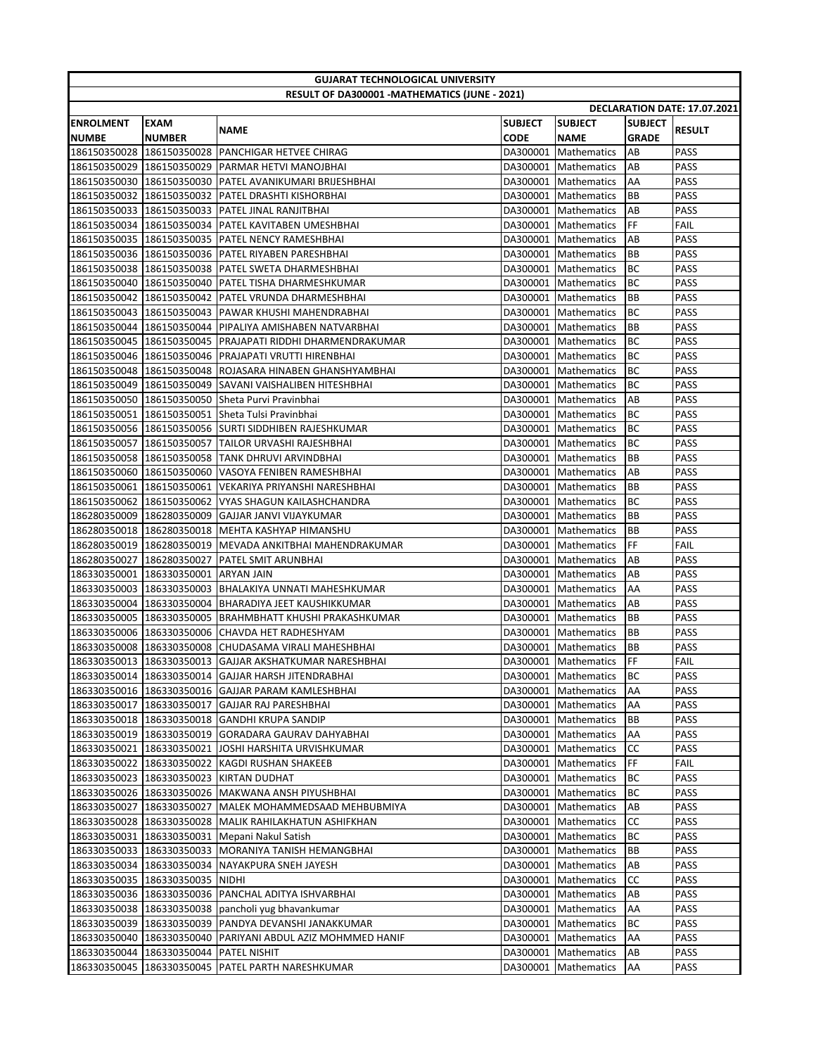# GUJARAT TECHNOLOGICAL UNIVERSITY

## RESULT OF DA300001 -MATHEMATICS (JUNE - 2021)

**DECLARATION DATE: 17.07.2021**

| ENROLMENT NUMBE | EXAM NUMBER | NAME | SUBJECT CODE | SUBJECT NAME | SUBJECT GRADE | RESULT |
|---|---|---|---|---|---|---|
| 186150350028 | 186150350028 | PANCHIGAR HETVEE CHIRAG | DA300001 | Mathematics | AB | PASS |
| 186150350029 | 186150350029 | PARMAR HETVI MANOJBHAI | DA300001 | Mathematics | AB | PASS |
| 186150350030 | 186150350030 | PATEL AVANIKUMARI BRIJESHBHAI | DA300001 | Mathematics | AA | PASS |
| 186150350032 | 186150350032 | PATEL DRASHTI KISHORBHAI | DA300001 | Mathematics | BB | PASS |
| 186150350033 | 186150350033 | PATEL JINAL RANJITBHAI | DA300001 | Mathematics | AB | PASS |
| 186150350034 | 186150350034 | PATEL KAVITABEN UMESHBHAI | DA300001 | Mathematics | FF | FAIL |
| 186150350035 | 186150350035 | PATEL NENCY RAMESHBHAI | DA300001 | Mathematics | AB | PASS |
| 186150350036 | 186150350036 | PATEL RIYABEN PARESHBHAI | DA300001 | Mathematics | BB | PASS |
| 186150350038 | 186150350038 | PATEL SWETA DHARMESHBHAI | DA300001 | Mathematics | BC | PASS |
| 186150350040 | 186150350040 | PATEL TISHA DHARMESHKUMAR | DA300001 | Mathematics | BC | PASS |
| 186150350042 | 186150350042 | PATEL VRUNDA DHARMESHBHAI | DA300001 | Mathematics | BB | PASS |
| 186150350043 | 186150350043 | PAWAR KHUSHI MAHENDRABHAI | DA300001 | Mathematics | BC | PASS |
| 186150350044 | 186150350044 | PIPALIYA AMISHABEN NATVARBHAI | DA300001 | Mathematics | BB | PASS |
| 186150350045 | 186150350045 | PRAJAPATI RIDDHI DHARMENDRAKUMAR | DA300001 | Mathematics | BC | PASS |
| 186150350046 | 186150350046 | PRAJAPATI VRUTTI HIRENBHAI | DA300001 | Mathematics | BC | PASS |
| 186150350048 | 186150350048 | ROJASARA HINABEN GHANSHYAMBHAI | DA300001 | Mathematics | BC | PASS |
| 186150350049 | 186150350049 | SAVANI VAISHALIBEN HITESHBHAI | DA300001 | Mathematics | BC | PASS |
| 186150350050 | 186150350050 | Sheta Purvi Pravinbhai | DA300001 | Mathematics | AB | PASS |
| 186150350051 | 186150350051 | Sheta Tulsi Pravinbhai | DA300001 | Mathematics | BC | PASS |
| 186150350056 | 186150350056 | SURTI SIDDHIBEN RAJESHKUMAR | DA300001 | Mathematics | BC | PASS |
| 186150350057 | 186150350057 | TAILOR URVASHI RAJESHBHAI | DA300001 | Mathematics | BC | PASS |
| 186150350058 | 186150350058 | TANK DHRUVI ARVINDBHAI | DA300001 | Mathematics | BB | PASS |
| 186150350060 | 186150350060 | VASOYA FENIBEN RAMESHBHAI | DA300001 | Mathematics | AB | PASS |
| 186150350061 | 186150350061 | VEKARIYA PRIYANSHI NARESHBHAI | DA300001 | Mathematics | BB | PASS |
| 186150350062 | 186150350062 | VYAS SHAGUN KAILASHCHANDRA | DA300001 | Mathematics | BC | PASS |
| 186280350009 | 186280350009 | GAJJAR JANVI VIJAYKUMAR | DA300001 | Mathematics | BB | PASS |
| 186280350018 | 186280350018 | MEHTA KASHYAP HIMANSHU | DA300001 | Mathematics | BB | PASS |
| 186280350019 | 186280350019 | MEVADA ANKITBHAI MAHENDRAKUMAR | DA300001 | Mathematics | FF | FAIL |
| 186280350027 | 186280350027 | PATEL SMIT ARUNBHAI | DA300001 | Mathematics | AB | PASS |
| 186330350001 | 186330350001 | ARYAN JAIN | DA300001 | Mathematics | AB | PASS |
| 186330350003 | 186330350003 | BHALAKIYA UNNATI MAHESHKUMAR | DA300001 | Mathematics | AA | PASS |
| 186330350004 | 186330350004 | BHARADIYA JEET KAUSHIKKUMAR | DA300001 | Mathematics | AB | PASS |
| 186330350005 | 186330350005 | BRAHMBHATT KHUSHI PRAKASHKUMAR | DA300001 | Mathematics | BB | PASS |
| 186330350006 | 186330350006 | CHAVDA HET RADHESHYAM | DA300001 | Mathematics | BB | PASS |
| 186330350008 | 186330350008 | CHUDASAMA VIRALI MAHESHBHAI | DA300001 | Mathematics | BB | PASS |
| 186330350013 | 186330350013 | GAJJAR AKSHATKUMAR NARESHBHAI | DA300001 | Mathematics | FF | FAIL |
| 186330350014 | 186330350014 | GAJJAR HARSH JITENDRABHAI | DA300001 | Mathematics | BC | PASS |
| 186330350016 | 186330350016 | GAJJAR PARAM KAMLESHBHAI | DA300001 | Mathematics | AA | PASS |
| 186330350017 | 186330350017 | GAJJAR RAJ PARESHBHAI | DA300001 | Mathematics | AA | PASS |
| 186330350018 | 186330350018 | GANDHI KRUPA SANDIP | DA300001 | Mathematics | BB | PASS |
| 186330350019 | 186330350019 | GORADARA GAURAV DAHYABHAI | DA300001 | Mathematics | AA | PASS |
| 186330350021 | 186330350021 | JOSHI HARSHITA URVISHKUMAR | DA300001 | Mathematics | CC | PASS |
| 186330350022 | 186330350022 | KAGDI RUSHAN SHAKEEB | DA300001 | Mathematics | FF | FAIL |
| 186330350023 | 186330350023 | KIRTAN DUDHAT | DA300001 | Mathematics | BC | PASS |
| 186330350026 | 186330350026 | MAKWANA ANSH PIYUSHBHAI | DA300001 | Mathematics | BC | PASS |
| 186330350027 | 186330350027 | MALEK MOHAMMEDSAAD MEHBUBMIYA | DA300001 | Mathematics | AB | PASS |
| 186330350028 | 186330350028 | MALIK RAHILAKHATUN ASHIFKHAN | DA300001 | Mathematics | CC | PASS |
| 186330350031 | 186330350031 | Mepani Nakul Satish | DA300001 | Mathematics | BC | PASS |
| 186330350033 | 186330350033 | MORANIYA TANISH HEMANGBHAI | DA300001 | Mathematics | BB | PASS |
| 186330350034 | 186330350034 | NAYAKPURA SNEH JAYESH | DA300001 | Mathematics | AB | PASS |
| 186330350035 | 186330350035 | NIDHI | DA300001 | Mathematics | CC | PASS |
| 186330350036 | 186330350036 | PANCHAL ADITYA ISHVARBHAI | DA300001 | Mathematics | AB | PASS |
| 186330350038 | 186330350038 | pancholi yug bhavankumar | DA300001 | Mathematics | AA | PASS |
| 186330350039 | 186330350039 | PANDYA DEVANSHI JANAKKUMAR | DA300001 | Mathematics | BC | PASS |
| 186330350040 | 186330350040 | PARIYANI ABDUL AZIZ MOHMMED HANIF | DA300001 | Mathematics | AA | PASS |
| 186330350044 | 186330350044 | PATEL NISHIT | DA300001 | Mathematics | AB | PASS |
| 186330350045 | 186330350045 | PATEL PARTH NARESHKUMAR | DA300001 | Mathematics | AA | PASS |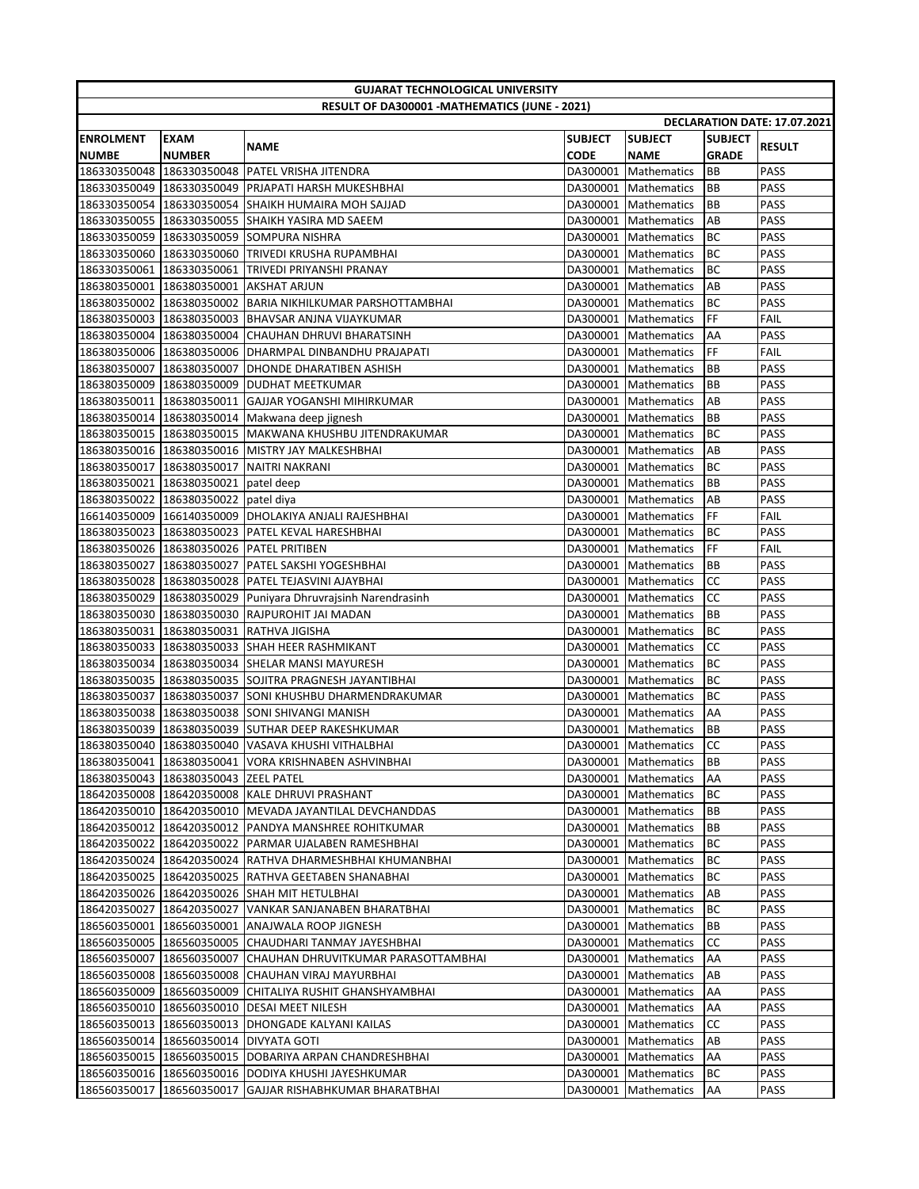| GUJARAT TECHNOLOGICAL UNIVERSITY | | | | | | |
|---|---|---|---|---|---|---|
| RESULT OF DA300001 -MATHEMATICS (JUNE - 2021) | | | | | | |
| | | | | | DECLARATION DATE: 17.07.2021 | |
| ENROLMENT NUMBE | EXAM NUMBER | NAME | SUBJECT CODE | SUBJECT NAME | SUBJECT GRADE | RESULT |
| 186330350048 | 186330350048 | PATEL VRISHA JITENDRA | DA300001 | Mathematics | BB | PASS |
| 186330350049 | 186330350049 | PRJAPATI HARSH MUKESHBHAI | DA300001 | Mathematics | BB | PASS |
| 186330350054 | 186330350054 | SHAIKH HUMAIRA MOH SAJJAD | DA300001 | Mathematics | BB | PASS |
| 186330350055 | 186330350055 | SHAIKH YASIRA MD SAEEM | DA300001 | Mathematics | AB | PASS |
| 186330350059 | 186330350059 | SOMPURA NISHRA | DA300001 | Mathematics | BC | PASS |
| 186330350060 | 186330350060 | TRIVEDI KRUSHA RUPAMBHAI | DA300001 | Mathematics | BC | PASS |
| 186330350061 | 186330350061 | TRIVEDI PRIYANSHI PRANAY | DA300001 | Mathematics | BC | PASS |
| 186380350001 | 186380350001 | AKSHAT ARJUN | DA300001 | Mathematics | AB | PASS |
| 186380350002 | 186380350002 | BARIA NIKHILKUMAR PARSHOTTAMBHAI | DA300001 | Mathematics | BC | PASS |
| 186380350003 | 186380350003 | BHAVSAR ANJNA VIJAYKUMAR | DA300001 | Mathematics | FF | FAIL |
| 186380350004 | 186380350004 | CHAUHAN DHRUVI BHARATSINH | DA300001 | Mathematics | AA | PASS |
| 186380350006 | 186380350006 | DHARMPAL DINBANDHU PRAJAPATI | DA300001 | Mathematics | FF | FAIL |
| 186380350007 | 186380350007 | DHONDE DHARATIBEN ASHISH | DA300001 | Mathematics | BB | PASS |
| 186380350009 | 186380350009 | DUDHAT MEETKUMAR | DA300001 | Mathematics | BB | PASS |
| 186380350011 | 186380350011 | GAJJAR YOGANSHI MIHIRKUMAR | DA300001 | Mathematics | AB | PASS |
| 186380350014 | 186380350014 | Makwana deep jignesh | DA300001 | Mathematics | BB | PASS |
| 186380350015 | 186380350015 | MAKWANA KHUSHBU JITENDRAKUMAR | DA300001 | Mathematics | BC | PASS |
| 186380350016 | 186380350016 | MISTRY JAY MALKESHBHAI | DA300001 | Mathematics | AB | PASS |
| 186380350017 | 186380350017 | NAITRI NAKRANI | DA300001 | Mathematics | BC | PASS |
| 186380350021 | 186380350021 | patel deep | DA300001 | Mathematics | BB | PASS |
| 186380350022 | 186380350022 | patel diya | DA300001 | Mathematics | AB | PASS |
| 166140350009 | 166140350009 | DHOLAKIYA ANJALI RAJESHBHAI | DA300001 | Mathematics | FF | FAIL |
| 186380350023 | 186380350023 | PATEL KEVAL HARESHBHAI | DA300001 | Mathematics | BC | PASS |
| 186380350026 | 186380350026 | PATEL PRITIBEN | DA300001 | Mathematics | FF | FAIL |
| 186380350027 | 186380350027 | PATEL SAKSHI YOGESHBHAI | DA300001 | Mathematics | BB | PASS |
| 186380350028 | 186380350028 | PATEL TEJASVINI AJAYBHAI | DA300001 | Mathematics | CC | PASS |
| 186380350029 | 186380350029 | Puniyara Dhruvrajsinh Narendrasinh | DA300001 | Mathematics | CC | PASS |
| 186380350030 | 186380350030 | RAJPUROHIT JAI MADAN | DA300001 | Mathematics | BB | PASS |
| 186380350031 | 186380350031 | RATHVA JIGISHA | DA300001 | Mathematics | BC | PASS |
| 186380350033 | 186380350033 | SHAH HEER RASHMIKANT | DA300001 | Mathematics | CC | PASS |
| 186380350034 | 186380350034 | SHELAR MANSI MAYURESH | DA300001 | Mathematics | BC | PASS |
| 186380350035 | 186380350035 | SOJITRA PRAGNESH JAYANTIBHAI | DA300001 | Mathematics | BC | PASS |
| 186380350037 | 186380350037 | SONI KHUSHBU DHARMENDRAKUMAR | DA300001 | Mathematics | BC | PASS |
| 186380350038 | 186380350038 | SONI SHIVANGI MANISH | DA300001 | Mathematics | AA | PASS |
| 186380350039 | 186380350039 | SUTHAR DEEP RAKESHKUMAR | DA300001 | Mathematics | BB | PASS |
| 186380350040 | 186380350040 | VASAVA KHUSHI VITHALBHAI | DA300001 | Mathematics | CC | PASS |
| 186380350041 | 186380350041 | VORA KRISHNABEN ASHVINBHAI | DA300001 | Mathematics | BB | PASS |
| 186380350043 | 186380350043 | ZEEL PATEL | DA300001 | Mathematics | AA | PASS |
| 186420350008 | 186420350008 | KALE DHRUVI PRASHANT | DA300001 | Mathematics | BC | PASS |
| 186420350010 | 186420350010 | MEVADA JAYANTILAL DEVCHANDDAS | DA300001 | Mathematics | BB | PASS |
| 186420350012 | 186420350012 | PANDYA MANSHREE ROHITKUMAR | DA300001 | Mathematics | BB | PASS |
| 186420350022 | 186420350022 | PARMAR UJALABEN RAMESHBHAI | DA300001 | Mathematics | BC | PASS |
| 186420350024 | 186420350024 | RATHVA DHARMESHBHAI KHUMANBHAI | DA300001 | Mathematics | BC | PASS |
| 186420350025 | 186420350025 | RATHVA GEETABEN SHANABHAI | DA300001 | Mathematics | BC | PASS |
| 186420350026 | 186420350026 | SHAH MIT HETULBHAI | DA300001 | Mathematics | AB | PASS |
| 186420350027 | 186420350027 | VANKAR SANJANABEN BHARATBHAI | DA300001 | Mathematics | BC | PASS |
| 186560350001 | 186560350001 | ANAJWALA ROOP JIGNESH | DA300001 | Mathematics | BB | PASS |
| 186560350005 | 186560350005 | CHAUDHARI TANMAY JAYESHBHAI | DA300001 | Mathematics | CC | PASS |
| 186560350007 | 186560350007 | CHAUHAN DHRUVITKUMAR PARASOTTAMBHAI | DA300001 | Mathematics | AA | PASS |
| 186560350008 | 186560350008 | CHAUHAN VIRAJ MAYURBHAI | DA300001 | Mathematics | AB | PASS |
| 186560350009 | 186560350009 | CHITALIYA RUSHIT GHANSHYAMBHAI | DA300001 | Mathematics | AA | PASS |
| 186560350010 | 186560350010 | DESAI MEET NILESH | DA300001 | Mathematics | AA | PASS |
| 186560350013 | 186560350013 | DHONGADE KALYANI KAILAS | DA300001 | Mathematics | CC | PASS |
| 186560350014 | 186560350014 | DIVYATA GOTI | DA300001 | Mathematics | AB | PASS |
| 186560350015 | 186560350015 | DOBARIYA ARPAN CHANDRESHBHAI | DA300001 | Mathematics | AA | PASS |
| 186560350016 | 186560350016 | DODIYA KHUSHI JAYESHKUMAR | DA300001 | Mathematics | BC | PASS |
| 186560350017 | 186560350017 | GAJJAR RISHABHKUMAR BHARATBHAI | DA300001 | Mathematics | AA | PASS |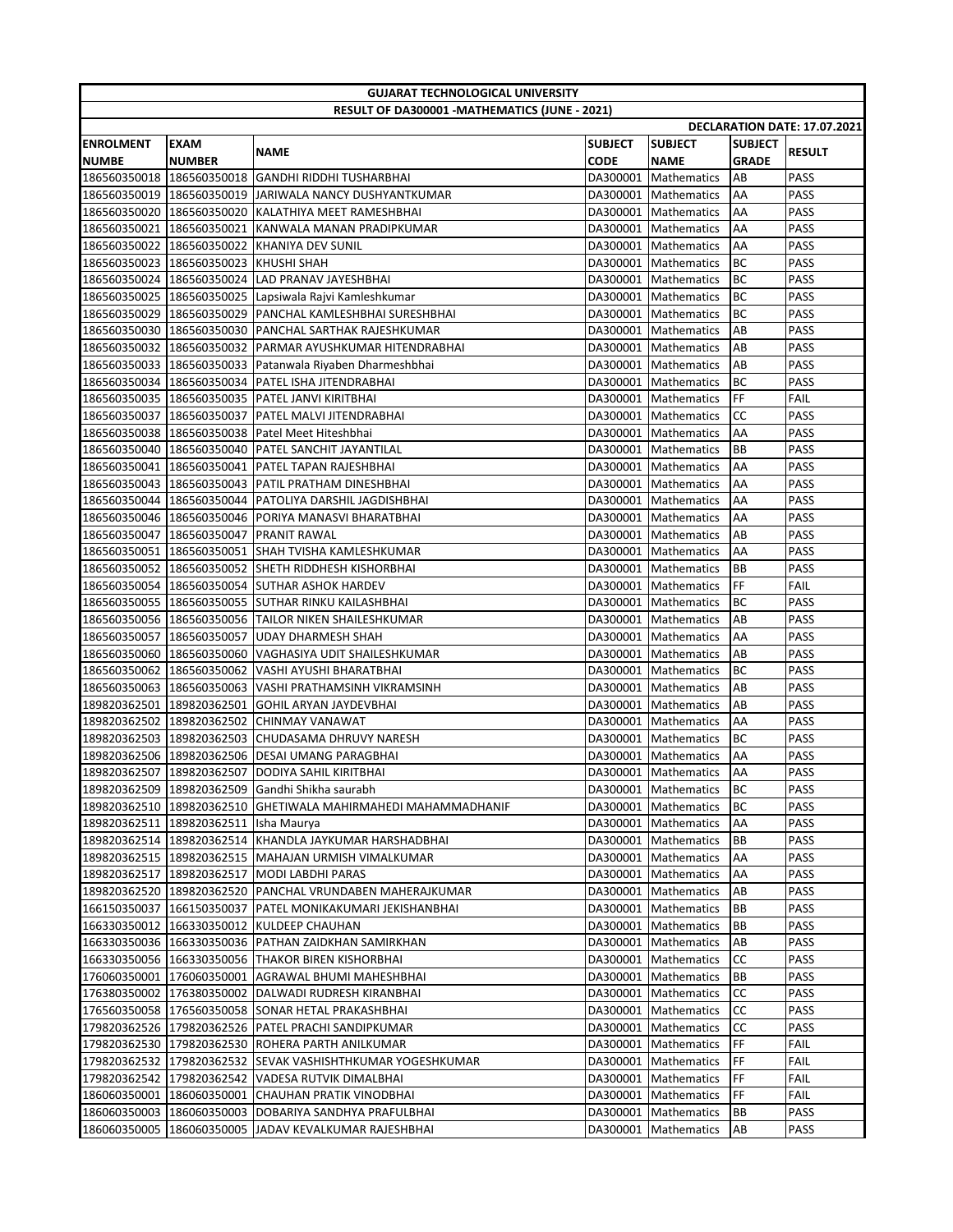| GUJARAT TECHNOLOGICAL UNIVERSITY | | | | | | |
|---|---|---|---|---|---|---|
| RESULT OF DA300001 -MATHEMATICS (JUNE - 2021) | | | | | | |
| | | | | | DECLARATION DATE: 17.07.2021 | |
| ENROLMENT NUMBE | EXAM NUMBER | NAME | SUBJECT CODE | SUBJECT NAME | SUBJECT GRADE | RESULT |
| 186560350018 | 186560350018 | GANDHI RIDDHI TUSHARBHAI | DA300001 | Mathematics | AB | PASS |
| 186560350019 | 186560350019 | JARIWALA NANCY DUSHYANTKUMAR | DA300001 | Mathematics | AA | PASS |
| 186560350020 | 186560350020 | KALATHIYA MEET RAMESHBHAI | DA300001 | Mathematics | AA | PASS |
| 186560350021 | 186560350021 | KANWALA MANAN PRADIPKUMAR | DA300001 | Mathematics | AA | PASS |
| 186560350022 | 186560350022 | KHANIYA DEV SUNIL | DA300001 | Mathematics | AA | PASS |
| 186560350023 | 186560350023 | KHUSHI SHAH | DA300001 | Mathematics | BC | PASS |
| 186560350024 | 186560350024 | LAD PRANAV JAYESHBHAI | DA300001 | Mathematics | BC | PASS |
| 186560350025 | 186560350025 | Lapsiwala Rajvi Kamleshkumar | DA300001 | Mathematics | BC | PASS |
| 186560350029 | 186560350029 | PANCHAL KAMLESHBHAI SURESHBHAI | DA300001 | Mathematics | BC | PASS |
| 186560350030 | 186560350030 | PANCHAL SARTHAK RAJESHKUMAR | DA300001 | Mathematics | AB | PASS |
| 186560350032 | 186560350032 | PARMAR AYUSHKUMAR HITENDRABHAI | DA300001 | Mathematics | AB | PASS |
| 186560350033 | 186560350033 | Patanwala Riyaben Dharmeshbhai | DA300001 | Mathematics | AB | PASS |
| 186560350034 | 186560350034 | PATEL ISHA JITENDRABHAI | DA300001 | Mathematics | BC | PASS |
| 186560350035 | 186560350035 | PATEL JANVI KIRITBHAI | DA300001 | Mathematics | FF | FAIL |
| 186560350037 | 186560350037 | PATEL MALVI JITENDRABHAI | DA300001 | Mathematics | CC | PASS |
| 186560350038 | 186560350038 | Patel Meet Hiteshbhai | DA300001 | Mathematics | AA | PASS |
| 186560350040 | 186560350040 | PATEL SANCHIT JAYANTILAL | DA300001 | Mathematics | BB | PASS |
| 186560350041 | 186560350041 | PATEL TAPAN RAJESHBHAI | DA300001 | Mathematics | AA | PASS |
| 186560350043 | 186560350043 | PATIL PRATHAM DINESHBHAI | DA300001 | Mathematics | AA | PASS |
| 186560350044 | 186560350044 | PATOLIYA DARSHIL JAGDISHBHAI | DA300001 | Mathematics | AA | PASS |
| 186560350046 | 186560350046 | PORIYA MANASVI BHARATBHAI | DA300001 | Mathematics | AA | PASS |
| 186560350047 | 186560350047 | PRANIT RAWAL | DA300001 | Mathematics | AB | PASS |
| 186560350051 | 186560350051 | SHAH TVISHA KAMLESHKUMAR | DA300001 | Mathematics | AA | PASS |
| 186560350052 | 186560350052 | SHETH RIDDHESH KISHORBHAI | DA300001 | Mathematics | BB | PASS |
| 186560350054 | 186560350054 | SUTHAR ASHOK HARDEV | DA300001 | Mathematics | FF | FAIL |
| 186560350055 | 186560350055 | SUTHAR RINKU KAILASHBHAI | DA300001 | Mathematics | BC | PASS |
| 186560350056 | 186560350056 | TAILOR NIKEN SHAILESHKUMAR | DA300001 | Mathematics | AB | PASS |
| 186560350057 | 186560350057 | UDAY DHARMESH SHAH | DA300001 | Mathematics | AA | PASS |
| 186560350060 | 186560350060 | VAGHASIYA UDIT SHAILESHKUMAR | DA300001 | Mathematics | AB | PASS |
| 186560350062 | 186560350062 | VASHI AYUSHI BHARATBHAI | DA300001 | Mathematics | BC | PASS |
| 186560350063 | 186560350063 | VASHI PRATHAMSINH VIKRAMSINH | DA300001 | Mathematics | AB | PASS |
| 189820362501 | 189820362501 | GOHIL ARYAN JAYDEVBHAI | DA300001 | Mathematics | AB | PASS |
| 189820362502 | 189820362502 | CHINMAY VANAWAT | DA300001 | Mathematics | AA | PASS |
| 189820362503 | 189820362503 | CHUDASAMA DHRUVY NARESH | DA300001 | Mathematics | BC | PASS |
| 189820362506 | 189820362506 | DESAI UMANG PARAGBHAI | DA300001 | Mathematics | AA | PASS |
| 189820362507 | 189820362507 | DODIYA SAHIL KIRITBHAI | DA300001 | Mathematics | AA | PASS |
| 189820362509 | 189820362509 | Gandhi Shikha saurabh | DA300001 | Mathematics | BC | PASS |
| 189820362510 | 189820362510 | GHETIWALA MAHIRMAHEDI MAHAMMADHANIF | DA300001 | Mathematics | BC | PASS |
| 189820362511 | 189820362511 | Isha Maurya | DA300001 | Mathematics | AA | PASS |
| 189820362514 | 189820362514 | KHANDLA JAYKUMAR HARSHADBHAI | DA300001 | Mathematics | BB | PASS |
| 189820362515 | 189820362515 | MAHAJAN URMISH VIMALKUMAR | DA300001 | Mathematics | AA | PASS |
| 189820362517 | 189820362517 | MODI LABDHI PARAS | DA300001 | Mathematics | AA | PASS |
| 189820362520 | 189820362520 | PANCHAL VRUNDABEN MAHERAJKUMAR | DA300001 | Mathematics | AB | PASS |
| 166150350037 | 166150350037 | PATEL MONIKAKUMARI JEKISHANBHAI | DA300001 | Mathematics | BB | PASS |
| 166330350012 | 166330350012 | KULDEEP CHAUHAN | DA300001 | Mathematics | BB | PASS |
| 166330350036 | 166330350036 | PATHAN ZAIDKHAN SAMIRKHAN | DA300001 | Mathematics | AB | PASS |
| 166330350056 | 166330350056 | THAKOR BIREN KISHORBHAI | DA300001 | Mathematics | CC | PASS |
| 176060350001 | 176060350001 | AGRAWAL BHUMI MAHESHBHAI | DA300001 | Mathematics | BB | PASS |
| 176380350002 | 176380350002 | DALWADI RUDRESH KIRANBHAI | DA300001 | Mathematics | CC | PASS |
| 176560350058 | 176560350058 | SONAR HETAL PRAKASHBHAI | DA300001 | Mathematics | CC | PASS |
| 179820362526 | 179820362526 | PATEL PRACHI SANDIPKUMAR | DA300001 | Mathematics | CC | PASS |
| 179820362530 | 179820362530 | ROHERA PARTH ANILKUMAR | DA300001 | Mathematics | FF | FAIL |
| 179820362532 | 179820362532 | SEVAK VASHISHTHKUMAR YOGESHKUMAR | DA300001 | Mathematics | FF | FAIL |
| 179820362542 | 179820362542 | VADESA RUTVIK DIMALBHAI | DA300001 | Mathematics | FF | FAIL |
| 186060350001 | 186060350001 | CHAUHAN PRATIK VINODBHAI | DA300001 | Mathematics | FF | FAIL |
| 186060350003 | 186060350003 | DOBARIYA SANDHYA PRAFULBHAI | DA300001 | Mathematics | BB | PASS |
| 186060350005 | 186060350005 | JADAV KEVALKUMAR RAJESHBHAI | DA300001 | Mathematics | AB | PASS |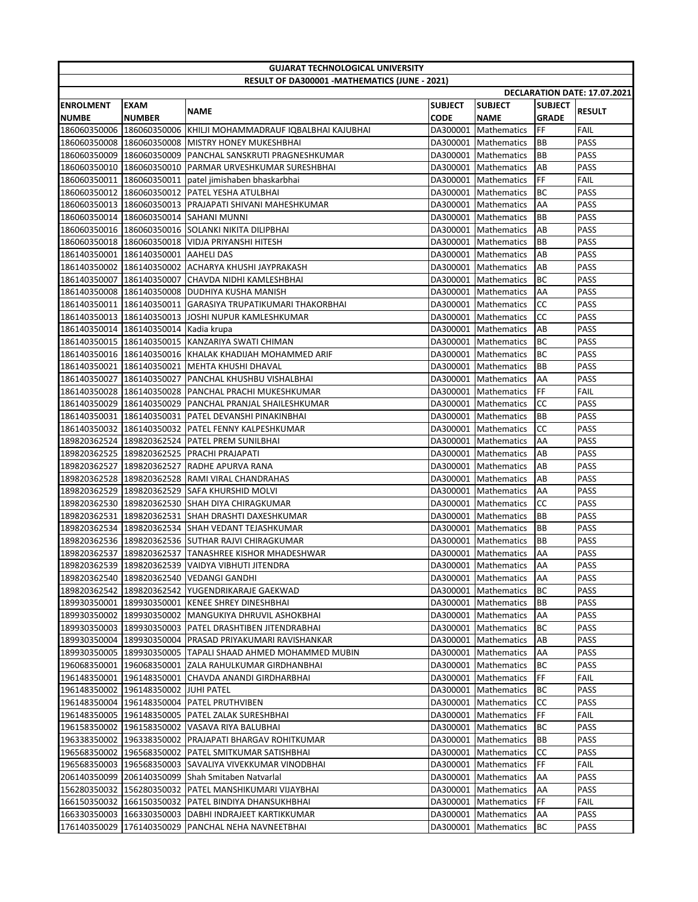| GUJARAT TECHNOLOGICAL UNIVERSITY | | | | | | |
|---|---|---|---|---|---|---|
| RESULT OF DA300001 -MATHEMATICS (JUNE - 2021) | | | | | | |
| | | | | | DECLARATION DATE: 17.07.2021 | |
| ENROLMENT NUMBE | EXAM NUMBER | NAME | SUBJECT CODE | SUBJECT NAME | SUBJECT GRADE | RESULT |
| 186060350006 | 186060350006 | KHILJI MOHAMMADRAUF IQBALBHAI KAJUBHAI | DA300001 | Mathematics | FF | FAIL |
| 186060350008 | 186060350008 | MISTRY HONEY MUKESHBHAI | DA300001 | Mathematics | BB | PASS |
| 186060350009 | 186060350009 | PANCHAL SANSKRUTI PRAGNESHKUMAR | DA300001 | Mathematics | BB | PASS |
| 186060350010 | 186060350010 | PARMAR URVESHKUMAR SURESHBHAI | DA300001 | Mathematics | AB | PASS |
| 186060350011 | 186060350011 | patel jimishaben bhaskarbhai | DA300001 | Mathematics | FF | FAIL |
| 186060350012 | 186060350012 | PATEL YESHA ATULBHAI | DA300001 | Mathematics | BC | PASS |
| 186060350013 | 186060350013 | PRAJAPATI SHIVANI MAHESHKUMAR | DA300001 | Mathematics | AA | PASS |
| 186060350014 | 186060350014 | SAHANI MUNNI | DA300001 | Mathematics | BB | PASS |
| 186060350016 | 186060350016 | SOLANKI NIKITA DILIPBHAI | DA300001 | Mathematics | AB | PASS |
| 186060350018 | 186060350018 | VIDJA PRIYANSHI HITESH | DA300001 | Mathematics | BB | PASS |
| 186140350001 | 186140350001 | AAHELI DAS | DA300001 | Mathematics | AB | PASS |
| 186140350002 | 186140350002 | ACHARYA KHUSHI JAYPRAKASH | DA300001 | Mathematics | AB | PASS |
| 186140350007 | 186140350007 | CHAVDA NIDHI KAMLESHBHAI | DA300001 | Mathematics | BC | PASS |
| 186140350008 | 186140350008 | DUDHIYA KUSHA MANISH | DA300001 | Mathematics | AA | PASS |
| 186140350011 | 186140350011 | GARASIYA TRUPATIKUMARI THAKORBHAI | DA300001 | Mathematics | CC | PASS |
| 186140350013 | 186140350013 | JOSHI NUPUR KAMLESHKUMAR | DA300001 | Mathematics | CC | PASS |
| 186140350014 | 186140350014 | Kadia krupa | DA300001 | Mathematics | AB | PASS |
| 186140350015 | 186140350015 | KANZARIYA SWATI CHIMAN | DA300001 | Mathematics | BC | PASS |
| 186140350016 | 186140350016 | KHALAK KHADIJAH MOHAMMED ARIF | DA300001 | Mathematics | BC | PASS |
| 186140350021 | 186140350021 | MEHTA KHUSHI DHAVAL | DA300001 | Mathematics | BB | PASS |
| 186140350027 | 186140350027 | PANCHAL KHUSHBU VISHALBHAI | DA300001 | Mathematics | AA | PASS |
| 186140350028 | 186140350028 | PANCHAL PRACHI MUKESHKUMAR | DA300001 | Mathematics | FF | FAIL |
| 186140350029 | 186140350029 | PANCHAL PRANJAL SHAILESHKUMAR | DA300001 | Mathematics | CC | PASS |
| 186140350031 | 186140350031 | PATEL DEVANSHI PINAKINBHAI | DA300001 | Mathematics | BB | PASS |
| 186140350032 | 186140350032 | PATEL FENNY KALPESHKUMAR | DA300001 | Mathematics | CC | PASS |
| 189820362524 | 189820362524 | PATEL PREM SUNILBHAI | DA300001 | Mathematics | AA | PASS |
| 189820362525 | 189820362525 | PRACHI PRAJAPATI | DA300001 | Mathematics | AB | PASS |
| 189820362527 | 189820362527 | RADHE APURVA RANA | DA300001 | Mathematics | AB | PASS |
| 189820362528 | 189820362528 | RAMI VIRAL CHANDRAHAS | DA300001 | Mathematics | AB | PASS |
| 189820362529 | 189820362529 | SAFA KHURSHID MOLVI | DA300001 | Mathematics | AA | PASS |
| 189820362530 | 189820362530 | SHAH DIYA CHIRAGKUMAR | DA300001 | Mathematics | CC | PASS |
| 189820362531 | 189820362531 | SHAH DRASHTI DAXESHKUMAR | DA300001 | Mathematics | BB | PASS |
| 189820362534 | 189820362534 | SHAH VEDANT TEJASHKUMAR | DA300001 | Mathematics | BB | PASS |
| 189820362536 | 189820362536 | SUTHAR RAJVI CHIRAGKUMAR | DA300001 | Mathematics | BB | PASS |
| 189820362537 | 189820362537 | TANASHREE KISHOR MHADESHWAR | DA300001 | Mathematics | AA | PASS |
| 189820362539 | 189820362539 | VAIDYA VIBHUTI JITENDRA | DA300001 | Mathematics | AA | PASS |
| 189820362540 | 189820362540 | VEDANGI GANDHI | DA300001 | Mathematics | AA | PASS |
| 189820362542 | 189820362542 | YUGENDRIKARAJE GAEKWAD | DA300001 | Mathematics | BC | PASS |
| 189930350001 | 189930350001 | KENEE SHREY DINESHBHAI | DA300001 | Mathematics | BB | PASS |
| 189930350002 | 189930350002 | MANGUKIYA DHRUVIL ASHOKBHAI | DA300001 | Mathematics | AA | PASS |
| 189930350003 | 189930350003 | PATEL DRASHTIBEN JITENDRABHAI | DA300001 | Mathematics | BC | PASS |
| 189930350004 | 189930350004 | PRASAD PRIYAKUMARI RAVISHANKAR | DA300001 | Mathematics | AB | PASS |
| 189930350005 | 189930350005 | TAPALI SHAAD AHMED MOHAMMED MUBIN | DA300001 | Mathematics | AA | PASS |
| 196068350001 | 196068350001 | ZALA RAHULKUMAR GIRDHANBHAI | DA300001 | Mathematics | BC | PASS |
| 196148350001 | 196148350001 | CHAVDA ANANDI GIRDHARBHAI | DA300001 | Mathematics | FF | FAIL |
| 196148350002 | 196148350002 | JUHI PATEL | DA300001 | Mathematics | BC | PASS |
| 196148350004 | 196148350004 | PATEL PRUTHVIBEN | DA300001 | Mathematics | CC | PASS |
| 196148350005 | 196148350005 | PATEL ZALAK SURESHBHAI | DA300001 | Mathematics | FF | FAIL |
| 196158350002 | 196158350002 | VASAVA RIYA BALUBHAI | DA300001 | Mathematics | BC | PASS |
| 196338350002 | 196338350002 | PRAJAPATI BHARGAV ROHITKUMAR | DA300001 | Mathematics | BB | PASS |
| 196568350002 | 196568350002 | PATEL SMITKUMAR SATISHBHAI | DA300001 | Mathematics | CC | PASS |
| 196568350003 | 196568350003 | SAVALIYA VIVEKKUMAR VINODBHAI | DA300001 | Mathematics | FF | FAIL |
| 206140350099 | 206140350099 | Shah Smitaben Natvarlal | DA300001 | Mathematics | AA | PASS |
| 156280350032 | 156280350032 | PATEL MANSHIKUMARI VIJAYBHAI | DA300001 | Mathematics | AA | PASS |
| 166150350032 | 166150350032 | PATEL BINDIYA DHANSUKHBHAI | DA300001 | Mathematics | FF | FAIL |
| 166330350003 | 166330350003 | DABHI INDRAJEET KARTIKKUMAR | DA300001 | Mathematics | AA | PASS |
| 176140350029 | 176140350029 | PANCHAL NEHA NAVNEETBHAI | DA300001 | Mathematics | BC | PASS |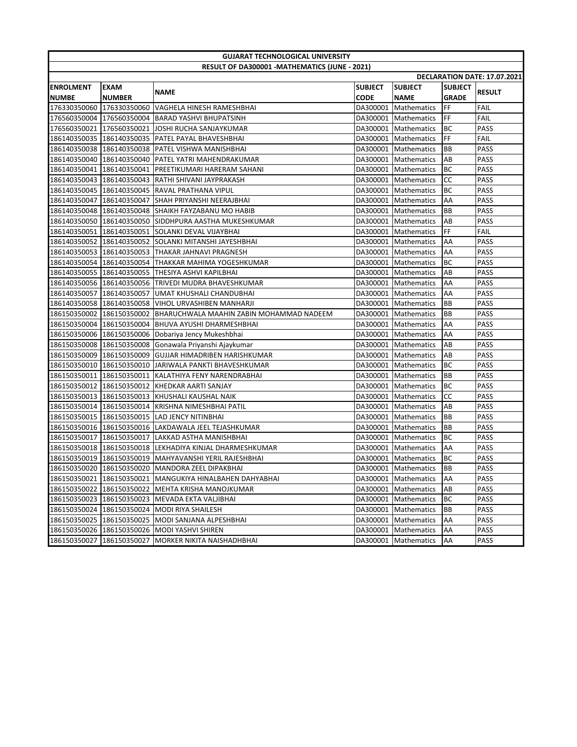| GUJARAT TECHNOLOGICAL UNIVERSITY | | | | | | |
|---|---|---|---|---|---|---|
| RESULT OF DA300001 -MATHEMATICS (JUNE - 2021) | | | | | | |
| | | | | | DECLARATION DATE: 17.07.2021 | |
| ENROLMENT NUMBE | EXAM NUMBER | NAME | SUBJECT CODE | SUBJECT NAME | SUBJECT GRADE | RESULT |
| 176330350060 | 176330350060 | VAGHELA HINESH RAMESHBHAI | DA300001 | Mathematics | FF | FAIL |
| 176560350004 | 176560350004 | BARAD YASHVI BHUPATSINH | DA300001 | Mathematics | FF | FAIL |
| 176560350021 | 176560350021 | JOSHI RUCHA SANJAYKUMAR | DA300001 | Mathematics | BC | PASS |
| 186140350035 | 186140350035 | PATEL PAYAL BHAVESHBHAI | DA300001 | Mathematics | FF | FAIL |
| 186140350038 | 186140350038 | PATEL VISHWA MANISHBHAI | DA300001 | Mathematics | BB | PASS |
| 186140350040 | 186140350040 | PATEL YATRI MAHENDRAKUMAR | DA300001 | Mathematics | AB | PASS |
| 186140350041 | 186140350041 | PREETIKUMARI HARERAM SAHANI | DA300001 | Mathematics | BC | PASS |
| 186140350043 | 186140350043 | RATHI SHIVANI JAYPRAKASH | DA300001 | Mathematics | CC | PASS |
| 186140350045 | 186140350045 | RAVAL PRATHANA VIPUL | DA300001 | Mathematics | BC | PASS |
| 186140350047 | 186140350047 | SHAH PRIYANSHI NEERAJBHAI | DA300001 | Mathematics | AA | PASS |
| 186140350048 | 186140350048 | SHAIKH FAYZABANU MO HABIB | DA300001 | Mathematics | BB | PASS |
| 186140350050 | 186140350050 | SIDDHPURA AASTHA MUKESHKUMAR | DA300001 | Mathematics | AB | PASS |
| 186140350051 | 186140350051 | SOLANKI DEVAL VIJAYBHAI | DA300001 | Mathematics | FF | FAIL |
| 186140350052 | 186140350052 | SOLANKI MITANSHI JAYESHBHAI | DA300001 | Mathematics | AA | PASS |
| 186140350053 | 186140350053 | THAKAR JAHNAVI PRAGNESH | DA300001 | Mathematics | AA | PASS |
| 186140350054 | 186140350054 | THAKKAR MAHIMA YOGESHKUMAR | DA300001 | Mathematics | BC | PASS |
| 186140350055 | 186140350055 | THESIYA ASHVI KAPILBHAI | DA300001 | Mathematics | AB | PASS |
| 186140350056 | 186140350056 | TRIVEDI MUDRA BHAVESHKUMAR | DA300001 | Mathematics | AA | PASS |
| 186140350057 | 186140350057 | UMAT KHUSHALI CHANDUBHAI | DA300001 | Mathematics | AA | PASS |
| 186140350058 | 186140350058 | VIHOL URVASHIBEN MANHARJI | DA300001 | Mathematics | BB | PASS |
| 186150350002 | 186150350002 | BHARUCHWALA MAAHIN ZABIN MOHAMMAD NADEEM | DA300001 | Mathematics | BB | PASS |
| 186150350004 | 186150350004 | BHUVA AYUSHI DHARMESHBHAI | DA300001 | Mathematics | AA | PASS |
| 186150350006 | 186150350006 | Dobariya Jency Mukeshbhai | DA300001 | Mathematics | AA | PASS |
| 186150350008 | 186150350008 | Gonawala Priyanshi Ajaykumar | DA300001 | Mathematics | AB | PASS |
| 186150350009 | 186150350009 | GUJJAR HIMADRIBEN HARISHKUMAR | DA300001 | Mathematics | AB | PASS |
| 186150350010 | 186150350010 | JARIWALA PANKTI BHAVESHKUMAR | DA300001 | Mathematics | BC | PASS |
| 186150350011 | 186150350011 | KALATHIYA FENY NARENDRABHAI | DA300001 | Mathematics | BB | PASS |
| 186150350012 | 186150350012 | KHEDKAR AARTI SANJAY | DA300001 | Mathematics | BC | PASS |
| 186150350013 | 186150350013 | KHUSHALI KAUSHAL NAIK | DA300001 | Mathematics | CC | PASS |
| 186150350014 | 186150350014 | KRISHNA NIMESHBHAI PATIL | DA300001 | Mathematics | AB | PASS |
| 186150350015 | 186150350015 | LAD JENCY NITINBHAI | DA300001 | Mathematics | BB | PASS |
| 186150350016 | 186150350016 | LAKDAWALA JEEL TEJASHKUMAR | DA300001 | Mathematics | BB | PASS |
| 186150350017 | 186150350017 | LAKKAD ASTHA MANISHBHAI | DA300001 | Mathematics | BC | PASS |
| 186150350018 | 186150350018 | LEKHADIYA KINJAL DHARMESHKUMAR | DA300001 | Mathematics | AA | PASS |
| 186150350019 | 186150350019 | MAHYAVANSHI YERIL RAJESHBHAI | DA300001 | Mathematics | BC | PASS |
| 186150350020 | 186150350020 | MANDORA ZEEL DIPAKBHAI | DA300001 | Mathematics | BB | PASS |
| 186150350021 | 186150350021 | MANGUKIYA HINALBAHEN DAHYABHAI | DA300001 | Mathematics | AA | PASS |
| 186150350022 | 186150350022 | MEHTA KRISHA MANOJKUMAR | DA300001 | Mathematics | AB | PASS |
| 186150350023 | 186150350023 | MEVADA EKTA VALJIBHAI | DA300001 | Mathematics | BC | PASS |
| 186150350024 | 186150350024 | MODI RIYA SHAILESH | DA300001 | Mathematics | BB | PASS |
| 186150350025 | 186150350025 | MODI SANJANA ALPESHBHAI | DA300001 | Mathematics | AA | PASS |
| 186150350026 | 186150350026 | MODI YASHVI SHIREN | DA300001 | Mathematics | AA | PASS |
| 186150350027 | 186150350027 | MORKER NIKITA NAISHADHBHAI | DA300001 | Mathematics | AA | PASS |